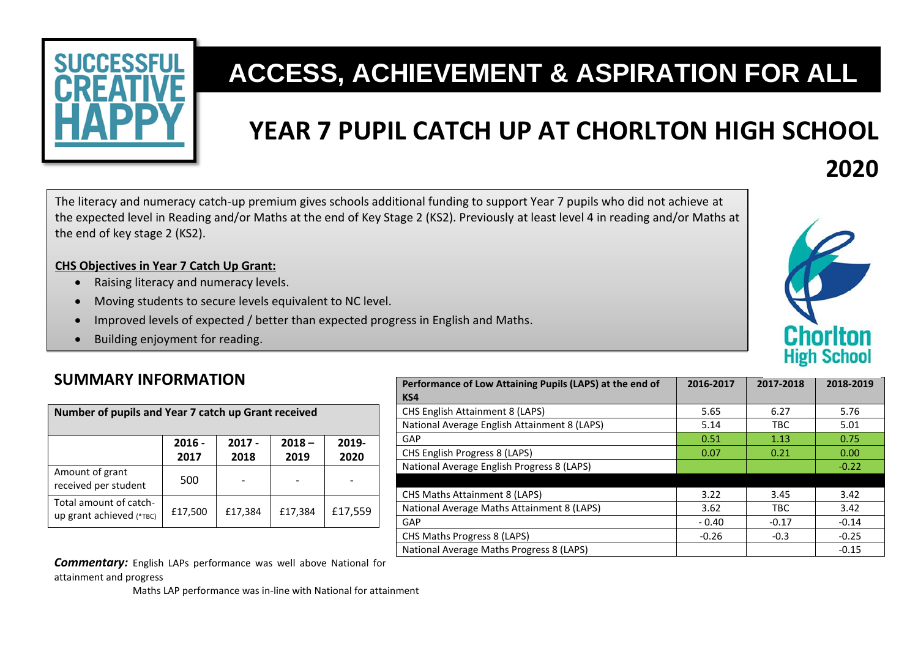# ACCESS, ACHIEVEMENT & ASPIRATION FOR ALL

# YEAR 7 PUPIL CATCH UP AT CHORLTON HIGH SCHOOL 2020

The literacy and numeracy catch-up premium gives schools additional funding to support Year 7 pupils who did not achieve at the expected level in Reading and/or Maths at the end of Key Stage 2 (KS2). Previously at least level 4 in reading and/or Maths at the end of key stage 2 (KS2).

**CHS Objectives in Year 7 Catch Up Grant:**

- Raising literacy and numeracy levels.
- Moving students to secure levels equivalent to NC level.
- Improved levels of expected / better than expected progress in English and Maths.
- Building enjoyment for reading.

## SUMMARY INFORMATION

| Number of pupils and Year 7 catch up Grant received | | | | |
|---|---|---|---|---|
| | **2016 - 2017** | **2017 - 2018** | **2018 – 2019** | **2019- 2020** |
| Amount of grant received per student | 500 | - | - | - |
| Total amount of catch-up grant achieved (*TBC) | £17,500 | £17,384 | £17,384 | £17,559 |

| Performance of Low Attaining Pupils (LAPS) at the end of KS4 | 2016-2017 | 2017-2018 | 2018-2019 |
|---|---|---|---|
| CHS English Attainment 8 (LAPS) | 5.65 | 6.27 | 5.76 |
| National Average English Attainment 8 (LAPS) | 5.14 | TBC | 5.01 |
| GAP | 0.51 | 1.13 | 0.75 |
| CHS English Progress 8 (LAPS) | 0.07 | 0.21 | 0.00 |
| National Average English Progress 8 (LAPS) | | | -0.22 |
| | | | |
| CHS Maths Attainment 8 (LAPS) | 3.22 | 3.45 | 3.42 |
| National Average Maths Attainment 8 (LAPS) | 3.62 | TBC | 3.42 |
| GAP | - 0.40 | -0.17 | -0.14 |
| CHS Maths Progress 8 (LAPS) | -0.26 | -0.3 | -0.25 |
| National Average Maths Progress 8 (LAPS) | | | -0.15 |

***Commentary:*** English LAPs performance was well above National for attainment and progress

Maths LAP performance was in-line with National for attainment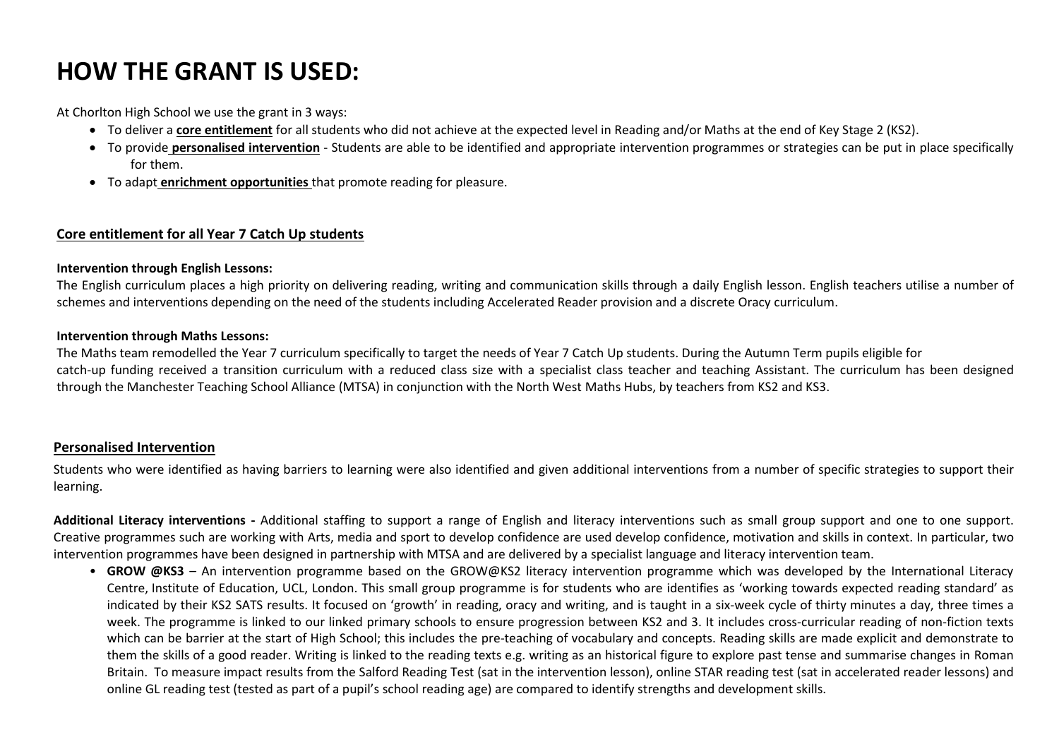# HOW THE GRANT IS USED:

At Chorlton High School we use the grant in 3 ways:

- To deliver a **core entitlement** for all students who did not achieve at the expected level in Reading and/or Maths at the end of Key Stage 2 (KS2).
- To provide **personalised intervention** - Students are able to be identified and appropriate intervention programmes or strategies can be put in place specifically for them.
- To adapt **enrichment opportunities** that promote reading for pleasure.

## Core entitlement for all Year 7 Catch Up students

**Intervention through English Lessons:**

The English curriculum places a high priority on delivering reading, writing and communication skills through a daily English lesson. English teachers utilise a number of schemes and interventions depending on the need of the students including Accelerated Reader provision and a discrete Oracy curriculum.

**Intervention through Maths Lessons:**

The Maths team remodelled the Year 7 curriculum specifically to target the needs of Year 7 Catch Up students. During the Autumn Term pupils eligible for catch-up funding received a transition curriculum with a reduced class size with a specialist class teacher and teaching Assistant. The curriculum has been designed through the Manchester Teaching School Alliance (MTSA) in conjunction with the North West Maths Hubs, by teachers from KS2 and KS3.

## Personalised Intervention

Students who were identified as having barriers to learning were also identified and given additional interventions from a number of specific strategies to support their learning.

**Additional Literacy interventions -** Additional staffing to support a range of English and literacy interventions such as small group support and one to one support. Creative programmes such are working with Arts, media and sport to develop confidence are used develop confidence, motivation and skills in context. In particular, two intervention programmes have been designed in partnership with MTSA and are delivered by a specialist language and literacy intervention team.

- **GROW @KS3** – An intervention programme based on the GROW@KS2 literacy intervention programme which was developed by the International Literacy Centre, Institute of Education, UCL, London. This small group programme is for students who are identifies as 'working towards expected reading standard' as indicated by their KS2 SATS results. It focused on 'growth' in reading, oracy and writing, and is taught in a six-week cycle of thirty minutes a day, three times a week. The programme is linked to our linked primary schools to ensure progression between KS2 and 3. It includes cross-curricular reading of non-fiction texts which can be barrier at the start of High School; this includes the pre-teaching of vocabulary and concepts. Reading skills are made explicit and demonstrate to them the skills of a good reader. Writing is linked to the reading texts e.g. writing as an historical figure to explore past tense and summarise changes in Roman Britain. To measure impact results from the Salford Reading Test (sat in the intervention lesson), online STAR reading test (sat in accelerated reader lessons) and online GL reading test (tested as part of a pupil's school reading age) are compared to identify strengths and development skills.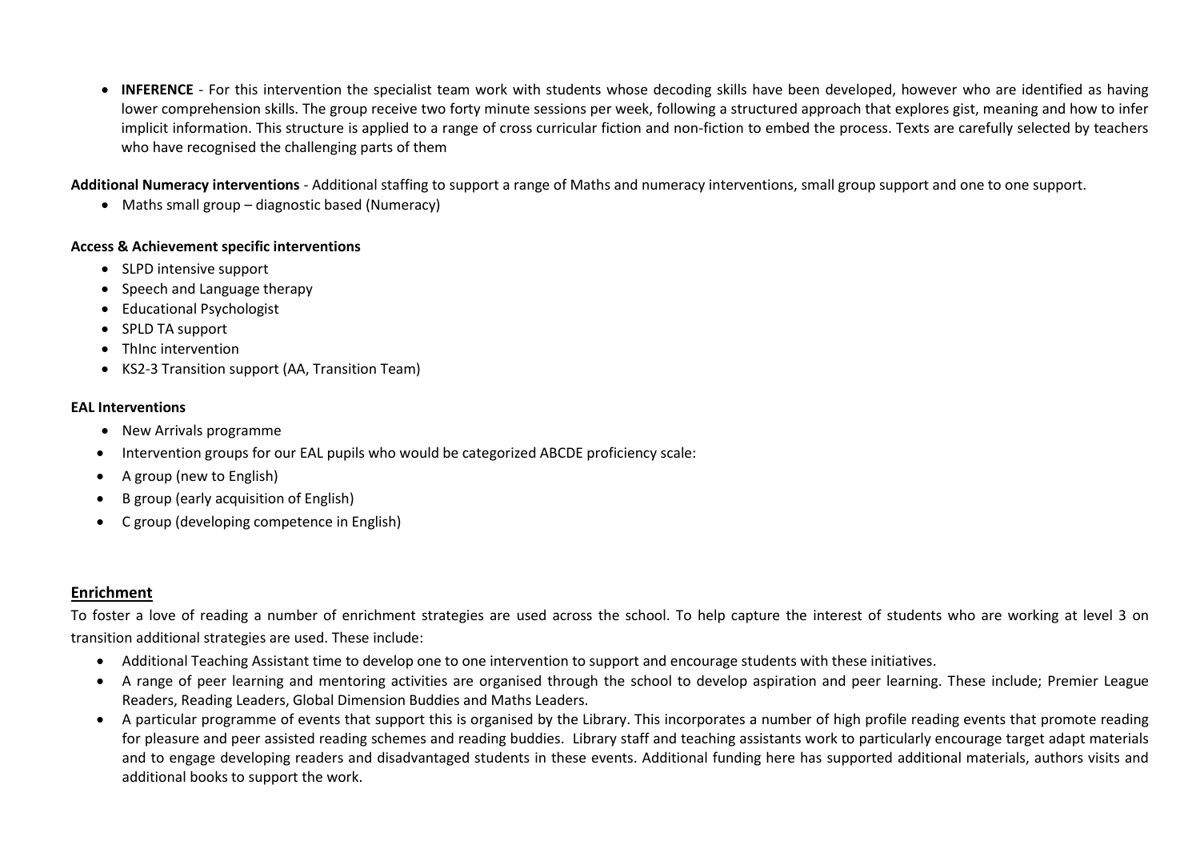- **INFERENCE** - For this intervention the specialist team work with students whose decoding skills have been developed, however who are identified as having lower comprehension skills. The group receive two forty minute sessions per week, following a structured approach that explores gist, meaning and how to infer implicit information. This structure is applied to a range of cross curricular fiction and non-fiction to embed the process. Texts are carefully selected by teachers who have recognised the challenging parts of them

**Additional Numeracy interventions** - Additional staffing to support a range of Maths and numeracy interventions, small group support and one to one support.

- Maths small group – diagnostic based (Numeracy)

**Access & Achievement specific interventions**

- SLPD intensive support
- Speech and Language therapy
- Educational Psychologist
- SPLD TA support
- ThInc intervention
- KS2-3 Transition support (AA, Transition Team)

**EAL Interventions**

- New Arrivals programme
- Intervention groups for our EAL pupils who would be categorized ABCDE proficiency scale:
- A group (new to English)
- B group (early acquisition of English)
- C group (developing competence in English)

## Enrichment

To foster a love of reading a number of enrichment strategies are used across the school. To help capture the interest of students who are working at level 3 on transition additional strategies are used. These include:

- Additional Teaching Assistant time to develop one to one intervention to support and encourage students with these initiatives.
- A range of peer learning and mentoring activities are organised through the school to develop aspiration and peer learning. These include; Premier League Readers, Reading Leaders, Global Dimension Buddies and Maths Leaders.
- A particular programme of events that support this is organised by the Library. This incorporates a number of high profile reading events that promote reading for pleasure and peer assisted reading schemes and reading buddies. Library staff and teaching assistants work to particularly encourage target adapt materials and to engage developing readers and disadvantaged students in these events. Additional funding here has supported additional materials, authors visits and additional books to support the work.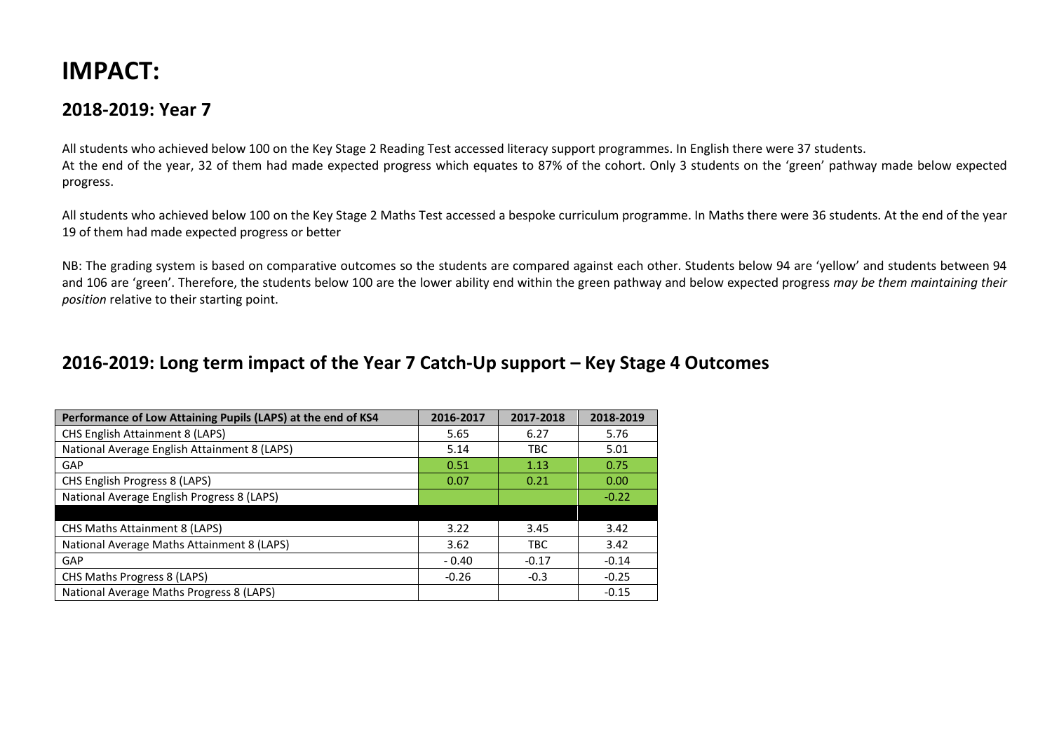# IMPACT:

## 2018-2019: Year 7

All students who achieved below 100 on the Key Stage 2 Reading Test accessed literacy support programmes. In English there were 37 students.
At the end of the year, 32 of them had made expected progress which equates to 87% of the cohort. Only 3 students on the 'green' pathway made below expected progress.

All students who achieved below 100 on the Key Stage 2 Maths Test accessed a bespoke curriculum programme. In Maths there were 36 students. At the end of the year 19 of them had made expected progress or better

NB: The grading system is based on comparative outcomes so the students are compared against each other. Students below 94 are 'yellow' and students between 94 and 106 are 'green'. Therefore, the students below 100 are the lower ability end within the green pathway and below expected progress *may be them maintaining their position* relative to their starting point.

## 2016-2019: Long term impact of the Year 7 Catch-Up support – Key Stage 4 Outcomes

| Performance of Low Attaining Pupils (LAPS) at the end of KS4 | 2016-2017 | 2017-2018 | 2018-2019 |
|---|---|---|---|
| CHS English Attainment 8 (LAPS) | 5.65 | 6.27 | 5.76 |
| National Average English Attainment 8 (LAPS) | 5.14 | TBC | 5.01 |
| GAP | 0.51 | 1.13 | 0.75 |
| CHS English Progress 8 (LAPS) | 0.07 | 0.21 | 0.00 |
| National Average English Progress 8 (LAPS) | | | -0.22 |
| | | | |
| CHS Maths Attainment 8 (LAPS) | 3.22 | 3.45 | 3.42 |
| National Average Maths Attainment 8 (LAPS) | 3.62 | TBC | 3.42 |
| GAP | - 0.40 | -0.17 | -0.14 |
| CHS Maths Progress 8 (LAPS) | -0.26 | -0.3 | -0.25 |
| National Average Maths Progress 8 (LAPS) | | | -0.15 |